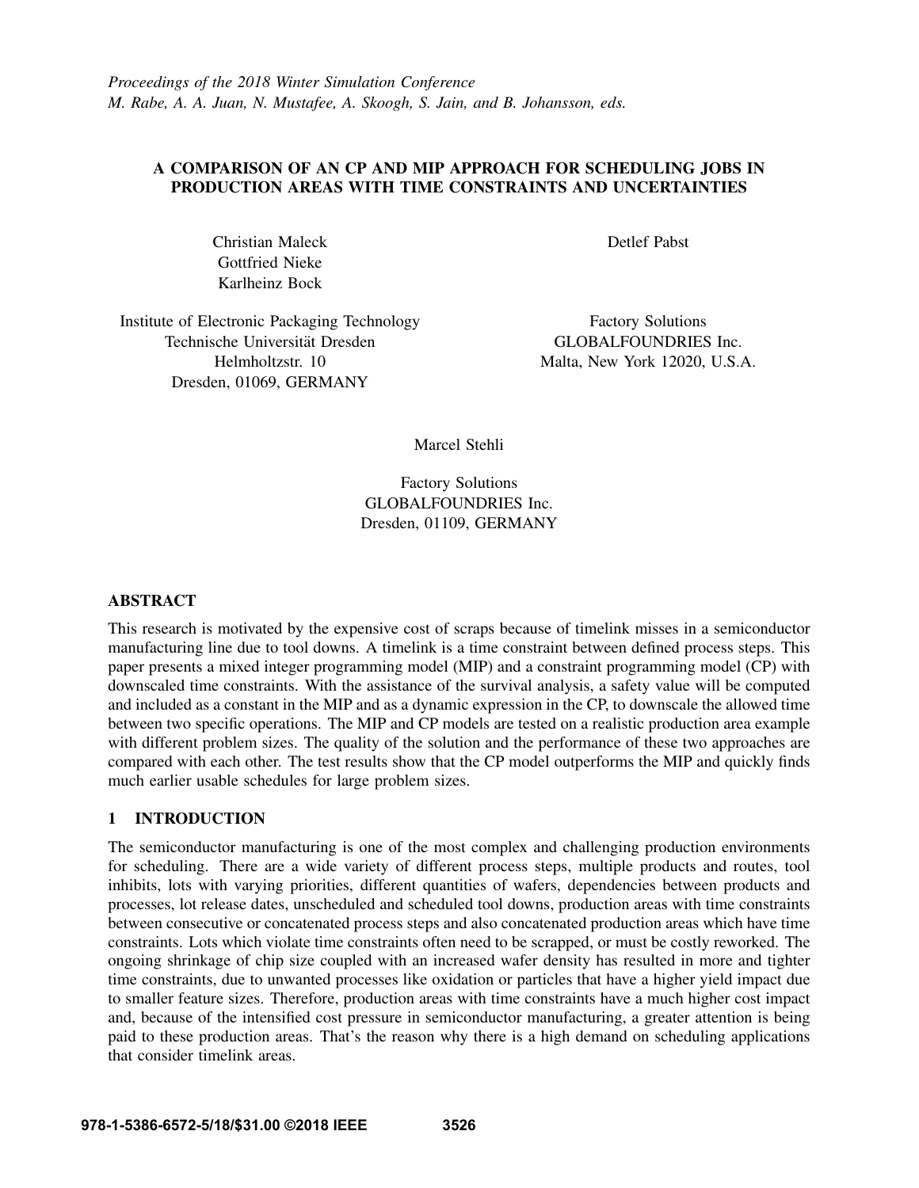*Proceedings of the 2018 Winter Simulation Conference*
*M. Rabe, A. A. Juan, N. Mustafee, A. Skoogh, S. Jain, and B. Johansson, eds.*

# A COMPARISON OF AN CP AND MIP APPROACH FOR SCHEDULING JOBS IN PRODUCTION AREAS WITH TIME CONSTRAINTS AND UNCERTAINTIES

Christian Maleck
Gottfried Nieke
Karlheinz Bock

Institute of Electronic Packaging Technology
Technische Universität Dresden
Helmholtzstr. 10
Dresden, 01069, GERMANY

Detlef Pabst

Factory Solutions
GLOBALFOUNDRIES Inc.
Malta, New York 12020, U.S.A.

Marcel Stehli

Factory Solutions
GLOBALFOUNDRIES Inc.
Dresden, 01109, GERMANY

## ABSTRACT

This research is motivated by the expensive cost of scraps because of timelink misses in a semiconductor manufacturing line due to tool downs. A timelink is a time constraint between defined process steps. This paper presents a mixed integer programming model (MIP) and a constraint programming model (CP) with downscaled time constraints. With the assistance of the survival analysis, a safety value will be computed and included as a constant in the MIP and as a dynamic expression in the CP, to downscale the allowed time between two specific operations. The MIP and CP models are tested on a realistic production area example with different problem sizes. The quality of the solution and the performance of these two approaches are compared with each other. The test results show that the CP model outperforms the MIP and quickly finds much earlier usable schedules for large problem sizes.

## 1 INTRODUCTION

The semiconductor manufacturing is one of the most complex and challenging production environments for scheduling. There are a wide variety of different process steps, multiple products and routes, tool inhibits, lots with varying priorities, different quantities of wafers, dependencies between products and processes, lot release dates, unscheduled and scheduled tool downs, production areas with time constraints between consecutive or concatenated process steps and also concatenated production areas which have time constraints. Lots which violate time constraints often need to be scrapped, or must be costly reworked. The ongoing shrinkage of chip size coupled with an increased wafer density has resulted in more and tighter time constraints, due to unwanted processes like oxidation or particles that have a higher yield impact due to smaller feature sizes. Therefore, production areas with time constraints have a much higher cost impact and, because of the intensified cost pressure in semiconductor manufacturing, a greater attention is being paid to these production areas. That's the reason why there is a high demand on scheduling applications that consider timelink areas.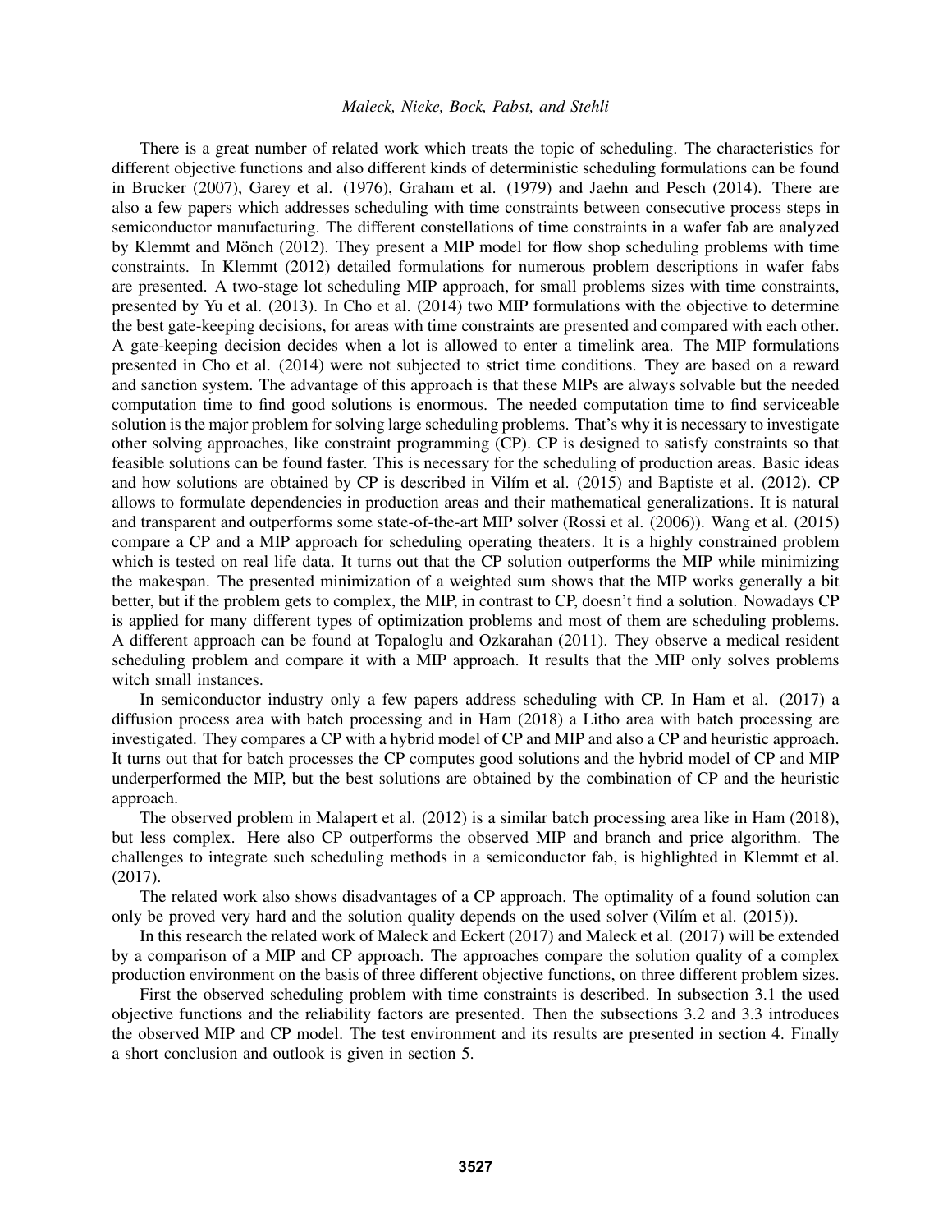There is a great number of related work which treats the topic of scheduling. The characteristics for different objective functions and also different kinds of deterministic scheduling formulations can be found in Brucker (2007), Garey et al. (1976), Graham et al. (1979) and Jaehn and Pesch (2014). There are also a few papers which addresses scheduling with time constraints between consecutive process steps in semiconductor manufacturing. The different constellations of time constraints in a wafer fab are analyzed by Klemmt and Mönch (2012). They present a MIP model for flow shop scheduling problems with time constraints. In Klemmt (2012) detailed formulations for numerous problem descriptions in wafer fabs are presented. A two-stage lot scheduling MIP approach, for small problems sizes with time constraints, presented by Yu et al. (2013). In Cho et al. (2014) two MIP formulations with the objective to determine the best gate-keeping decisions, for areas with time constraints are presented and compared with each other. A gate-keeping decision decides when a lot is allowed to enter a timelink area. The MIP formulations presented in Cho et al. (2014) were not subjected to strict time conditions. They are based on a reward and sanction system. The advantage of this approach is that these MIPs are always solvable but the needed computation time to find good solutions is enormous. The needed computation time to find serviceable solution is the major problem for solving large scheduling problems. That's why it is necessary to investigate other solving approaches, like constraint programming (CP). CP is designed to satisfy constraints so that feasible solutions can be found faster. This is necessary for the scheduling of production areas. Basic ideas and how solutions are obtained by CP is described in Vilím et al. (2015) and Baptiste et al. (2012). CP allows to formulate dependencies in production areas and their mathematical generalizations. It is natural and transparent and outperforms some state-of-the-art MIP solver (Rossi et al. (2006)). Wang et al. (2015) compare a CP and a MIP approach for scheduling operating theaters. It is a highly constrained problem which is tested on real life data. It turns out that the CP solution outperforms the MIP while minimizing the makespan. The presented minimization of a weighted sum shows that the MIP works generally a bit better, but if the problem gets to complex, the MIP, in contrast to CP, doesn't find a solution. Nowadays CP is applied for many different types of optimization problems and most of them are scheduling problems. A different approach can be found at Topaloglu and Ozkarahan (2011). They observe a medical resident scheduling problem and compare it with a MIP approach. It results that the MIP only solves problems witch small instances.

In semiconductor industry only a few papers address scheduling with CP. In Ham et al. (2017) a diffusion process area with batch processing and in Ham (2018) a Litho area with batch processing are investigated. They compares a CP with a hybrid model of CP and MIP and also a CP and heuristic approach. It turns out that for batch processes the CP computes good solutions and the hybrid model of CP and MIP underperformed the MIP, but the best solutions are obtained by the combination of CP and the heuristic approach.

The observed problem in Malapert et al. (2012) is a similar batch processing area like in Ham (2018), but less complex. Here also CP outperforms the observed MIP and branch and price algorithm. The challenges to integrate such scheduling methods in a semiconductor fab, is highlighted in Klemmt et al. (2017).

The related work also shows disadvantages of a CP approach. The optimality of a found solution can only be proved very hard and the solution quality depends on the used solver (Vilím et al. (2015)).

In this research the related work of Maleck and Eckert (2017) and Maleck et al. (2017) will be extended by a comparison of a MIP and CP approach. The approaches compare the solution quality of a complex production environment on the basis of three different objective functions, on three different problem sizes.

First the observed scheduling problem with time constraints is described. In subsection 3.1 the used objective functions and the reliability factors are presented. Then the subsections 3.2 and 3.3 introduces the observed MIP and CP model. The test environment and its results are presented in section 4. Finally a short conclusion and outlook is given in section 5.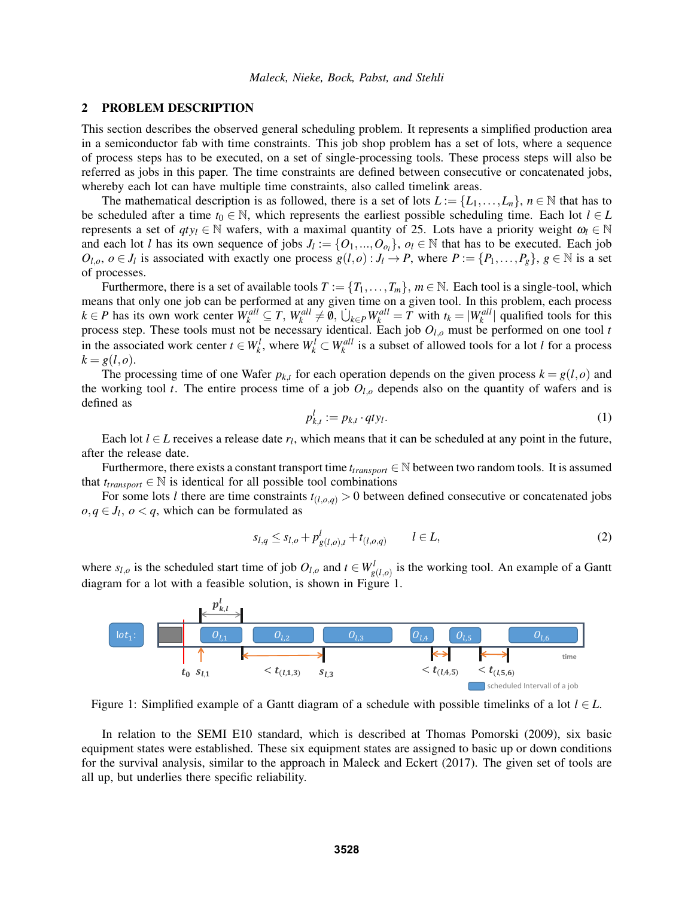## 2 PROBLEM DESCRIPTION

This section describes the observed general scheduling problem. It represents a simplified production area in a semiconductor fab with time constraints. This job shop problem has a set of lots, where a sequence of process steps has to be executed, on a set of single-processing tools. These process steps will also be referred as jobs in this paper. The time constraints are defined between consecutive or concatenated jobs, whereby each lot can have multiple time constraints, also called timelink areas.

The mathematical description is as followed, there is a set of lots $L := \{L_1, \ldots, L_n\}$, $n \in \mathbb{N}$ that has to be scheduled after a time $t_0 \in \mathbb{N}$, which represents the earliest possible scheduling time. Each lot $l \in L$ represents a set of $qty_l \in \mathbb{N}$ wafers, with a maximal quantity of 25. Lots have a priority weight $\omega_l \in \mathbb{N}$ and each lot $l$ has its own sequence of jobs $J_l := \{O_1, \ldots, O_{o_l}\}$, $o_l \in \mathbb{N}$ that has to be executed. Each job $O_{l,o}$, $o \in J_l$ is associated with exactly one process $g(l,o) : J_l \rightarrow P$, where $P := \{P_1, \ldots, P_g\}$, $g \in \mathbb{N}$ is a set of processes.

Furthermore, there is a set of available tools $T := \{T_1, \ldots, T_m\}$, $m \in \mathbb{N}$. Each tool is a single-tool, which means that only one job can be performed at any given time on a given tool. In this problem, each process $k \in P$ has its own work center $W_k^{all} \subseteq T$, $W_k^{all} \neq \emptyset$, $\dot{\bigcup}_{k \in P} W_k^{all} = T$ with $t_k = |W_k^{all}|$ qualified tools for this process step. These tools must not be necessary identical. Each job $O_{l,o}$ must be performed on one tool $t$ in the associated work center $t \in W_k^l$, where $W_k^l \subset W_k^{all}$ is a subset of allowed tools for a lot $l$ for a process $k = g(l,o)$.

The processing time of one Wafer $p_{k,t}$ for each operation depends on the given process $k = g(l,o)$ and the working tool $t$. The entire process time of a job $O_{l,o}$ depends also on the quantity of wafers and is defined as

$$p_{k,t}^l := p_{k,t} \cdot qty_l. \tag{1}$$

Each lot $l \in L$ receives a release date $r_l$, which means that it can be scheduled at any point in the future, after the release date.

Furthermore, there exists a constant transport time $t_{transport} \in \mathbb{N}$ between two random tools. It is assumed that $t_{transport} \in \mathbb{N}$ is identical for all possible tool combinations

For some lots $l$ there are time constraints $t_{(l,o,q)} > 0$ between defined consecutive or concatenated jobs $o, q \in J_l$, $o < q$, which can be formulated as

$$s_{l,q} \leq s_{l,o} + p_{g(l,o),t}^l + t_{(l,o,q)} \qquad l \in L, \tag{2}$$

where $s_{l,o}$ is the scheduled start time of job $O_{l,o}$ and $t \in W_{g(l,o)}^l$ is the working tool. An example of a Gantt diagram for a lot with a feasible solution, is shown in Figure 1.

Figure 1: Simplified example of a Gantt diagram of a schedule with possible timelinks of a lot $l \in L$.

In relation to the SEMI E10 standard, which is described at Thomas Pomorski (2009), six basic equipment states were established. These six equipment states are assigned to basic up or down conditions for the survival analysis, similar to the approach in Maleck and Eckert (2017). The given set of tools are all up, but underlies there specific reliability.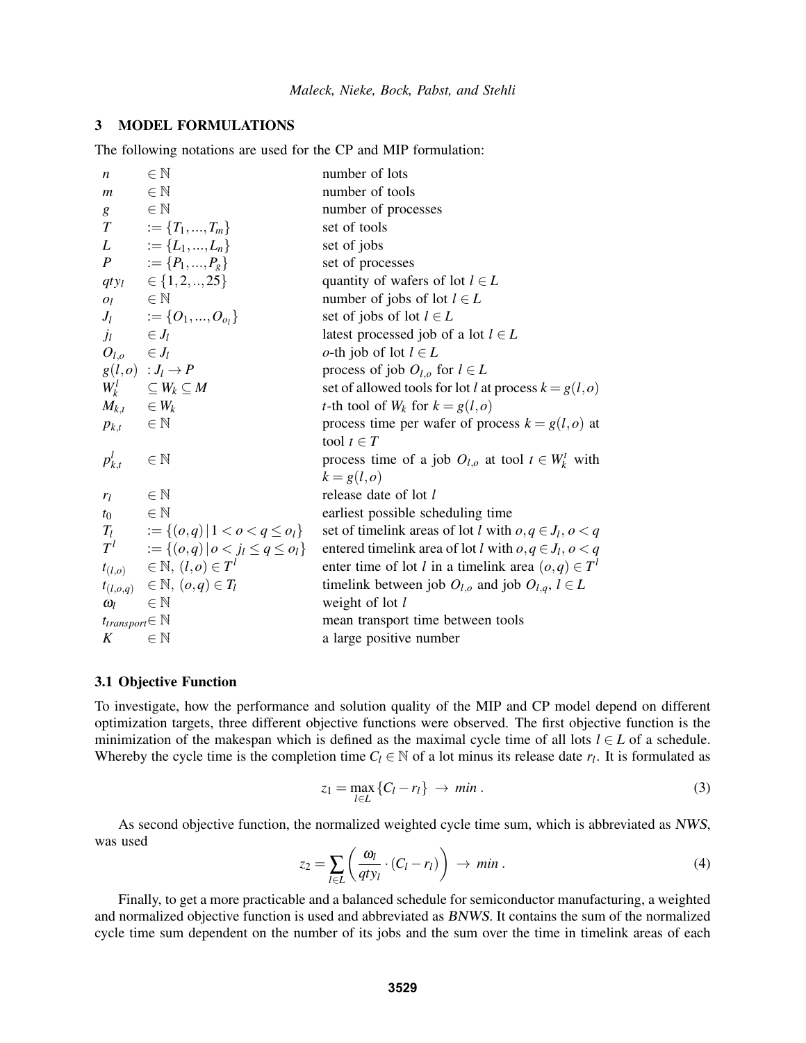## 3 MODEL FORMULATIONS

The following notations are used for the CP and MIP formulation:

| | | |
|---|---|---|
| $n$ | $\in \mathbb{N}$ | number of lots |
| $m$ | $\in \mathbb{N}$ | number of tools |
| $g$ | $\in \mathbb{N}$ | number of processes |
| $T$ | $:= \{T_1, ..., T_m\}$ | set of tools |
| $L$ | $:= \{L_1, ..., L_n\}$ | set of jobs |
| $P$ | $:= \{P_1, ..., P_g\}$ | set of processes |
| $qty_l$ | $\in \{1, 2, .., 25\}$ | quantity of wafers of lot $l \in L$ |
| $o_l$ | $\in \mathbb{N}$ | number of jobs of lot $l \in L$ |
| $J_l$ | $:= \{O_1, ..., O_{o_l}\}$ | set of jobs of lot $l \in L$ |
| $j_l$ | $\in J_l$ | latest processed job of a lot $l \in L$ |
| $O_{l,o}$ | $\in J_l$ | $o$-th job of lot $l \in L$ |
| $g(l,o)$ | $: J_l \rightarrow P$ | process of job $O_{l,o}$ for $l \in L$ |
| $W_k^l$ | $\subseteq W_k \subseteq M$ | set of allowed tools for lot $l$ at process $k = g(l,o)$ |
| $M_{k,t}$ | $\in W_k$ | $t$-th tool of $W_k$ for $k = g(l,o)$ |
| $p_{k,t}$ | $\in \mathbb{N}$ | process time per wafer of process $k = g(l,o)$ at tool $t \in T$ |
| $p_{k,t}^l$ | $\in \mathbb{N}$ | process time of a job $O_{l,o}$ at tool $t \in W_k^t$ with $k = g(l,o)$ |
| $r_l$ | $\in \mathbb{N}$ | release date of lot $l$ |
| $t_0$ | $\in \mathbb{N}$ | earliest possible scheduling time |
| $T_l$ | $:= \{(o,q) \mid 1 < o < q \leq o_l\}$ | set of timelink areas of lot $l$ with $o, q \in J_l$, $o < q$ |
| $T^l$ | $:= \{(o,q) \mid o < j_l \leq q \leq o_l\}$ | entered timelink area of lot $l$ with $o, q \in J_l$, $o < q$ |
| $t_{(l,o)}$ | $\in \mathbb{N}$, $(l,o) \in T^l$ | enter time of lot $l$ in a timelink area $(o,q) \in T^l$ |
| $t_{(l,o,q)}$ | $\in \mathbb{N}$, $(o,q) \in T_l$ | timelink between job $O_{l,o}$ and job $O_{l,q}$, $l \in L$ |
| $\omega_l$ | $\in \mathbb{N}$ | weight of lot $l$ |
| $t_{transport}$ | $\in \mathbb{N}$ | mean transport time between tools |
| $K$ | $\in \mathbb{N}$ | a large positive number |

### 3.1 Objective Function

To investigate, how the performance and solution quality of the MIP and CP model depend on different optimization targets, three different objective functions were observed. The first objective function is the minimization of the makespan which is defined as the maximal cycle time of all lots $l \in L$ of a schedule. Whereby the cycle time is the completion time $C_l \in \mathbb{N}$ of a lot minus its release date $r_l$. It is formulated as

$$z_1 = \max_{l \in L} \{C_l - r_l\} \rightarrow min\,. \tag{3}$$

As second objective function, the normalized weighted cycle time sum, which is abbreviated as *NWS*, was used

$$z_2 = \sum_{l \in L} \left( \frac{\omega_l}{qty_l} \cdot (C_l - r_l) \right) \rightarrow min\,. \tag{4}$$

Finally, to get a more practicable and a balanced schedule for semiconductor manufacturing, a weighted and normalized objective function is used and abbreviated as *BNWS*. It contains the sum of the normalized cycle time sum dependent on the number of its jobs and the sum over the time in timelink areas of each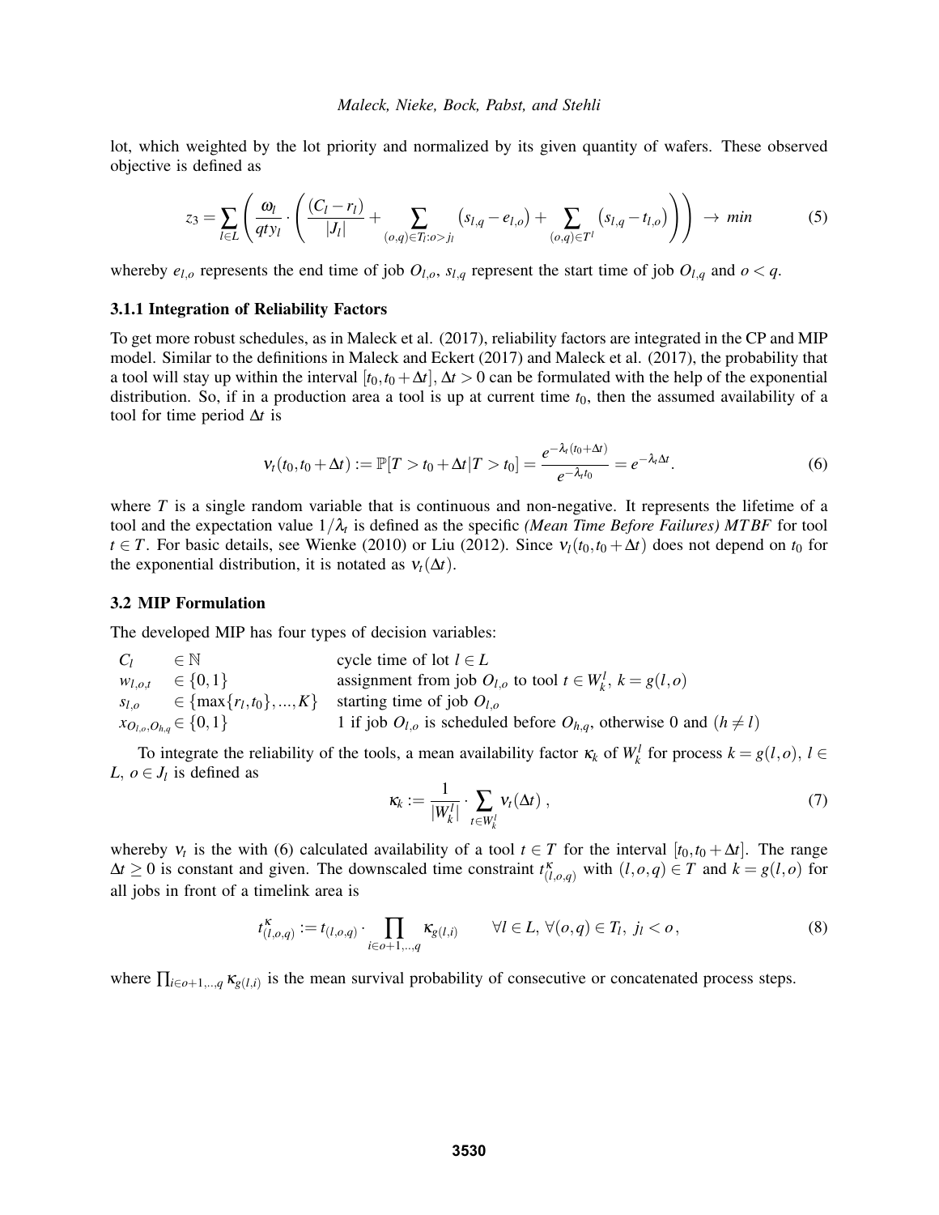lot, which weighted by the lot priority and normalized by its given quantity of wafers. These observed objective is defined as

$$z_3 = \sum_{l \in L} \left( \frac{\omega_l}{qty_l} \cdot \left( \frac{(C_l - r_l)}{|J_l|} + \sum_{(o,q) \in T_l : o > j_l} \left( s_{l,q} - e_{l,o} \right) + \sum_{(o,q) \in T^l} \left( s_{l,q} - t_{l,o} \right) \right) \right) \rightarrow \ min \tag{5}$$

whereby $e_{l,o}$ represents the end time of job $O_{l,o}$, $s_{l,q}$ represent the start time of job $O_{l,q}$ and $o < q$.

### 3.1.1 Integration of Reliability Factors

To get more robust schedules, as in Maleck et al. (2017), reliability factors are integrated in the CP and MIP model. Similar to the definitions in Maleck and Eckert (2017) and Maleck et al. (2017), the probability that a tool will stay up within the interval $[t_0, t_0 + \Delta t]$, $\Delta t > 0$ can be formulated with the help of the exponential distribution. So, if in a production area a tool is up at current time $t_0$, then the assumed availability of a tool for time period $\Delta t$ is

$$\nu_t(t_0, t_0 + \Delta t) := \mathbb{P}[T > t_0 + \Delta t | T > t_0] = \frac{e^{-\lambda_t (t_0 + \Delta t)}}{e^{-\lambda_t t_0}} = e^{-\lambda_t \Delta t}. \tag{6}$$

where $T$ is a single random variable that is continuous and non-negative. It represents the lifetime of a tool and the expectation value $1/\lambda_t$ is defined as the specific *(Mean Time Before Failures) MTBF* for tool $t \in T$. For basic details, see Wienke (2010) or Liu (2012). Since $\nu_l(t_0, t_0 + \Delta t)$ does not depend on $t_0$ for the exponential distribution, it is notated as $\nu_t(\Delta t)$.

## 3.2 MIP Formulation

The developed MIP has four types of decision variables:

| | | |
|---|---|---|
| $C_l$ | $\in \mathbb{N}$ | cycle time of lot $l \in L$ |
| $w_{l,o,t}$ | $\in \{0,1\}$ | assignment from job $O_{l,o}$ to tool $t \in W_k^l$, $k = g(l,o)$ |
| $s_{l,o}$ | $\in \{\max\{r_l, t_0\}, ..., K\}$ | starting time of job $O_{l,o}$ |
| $x_{O_{l,o},O_{h,q}}$ | $\in \{0,1\}$ | 1 if job $O_{l,o}$ is scheduled before $O_{h,q}$, otherwise 0 and $(h \neq l)$ |

To integrate the reliability of the tools, a mean availability factor $\kappa_k$ of $W_k^l$ for process $k = g(l,o)$, $l \in L$, $o \in J_l$ is defined as

$$\kappa_k := \frac{1}{|W_k^l|} \cdot \sum_{t \in W_k^l} \nu_t(\Delta t)\,, \tag{7}$$

whereby $\nu_t$ is the with (6) calculated availability of a tool $t \in T$ for the interval $[t_0, t_0 + \Delta t]$. The range $\Delta t \geq 0$ is constant and given. The downscaled time constraint $t^{\kappa}_{(l,o,q)}$ with $(l,o,q) \in T$ and $k = g(l,o)$ for all jobs in front of a timelink area is

$$t^{\kappa}_{(l,o,q)} := t_{(l,o,q)} \cdot \prod_{i \in o+1,..,q} \kappa_{g(l,i)} \qquad \forall l \in L,\, \forall (o,q) \in T_l,\; j_l < o\,, \tag{8}$$

where $\prod_{i \in o+1,..,q} \kappa_{g(l,i)}$ is the mean survival probability of consecutive or concatenated process steps.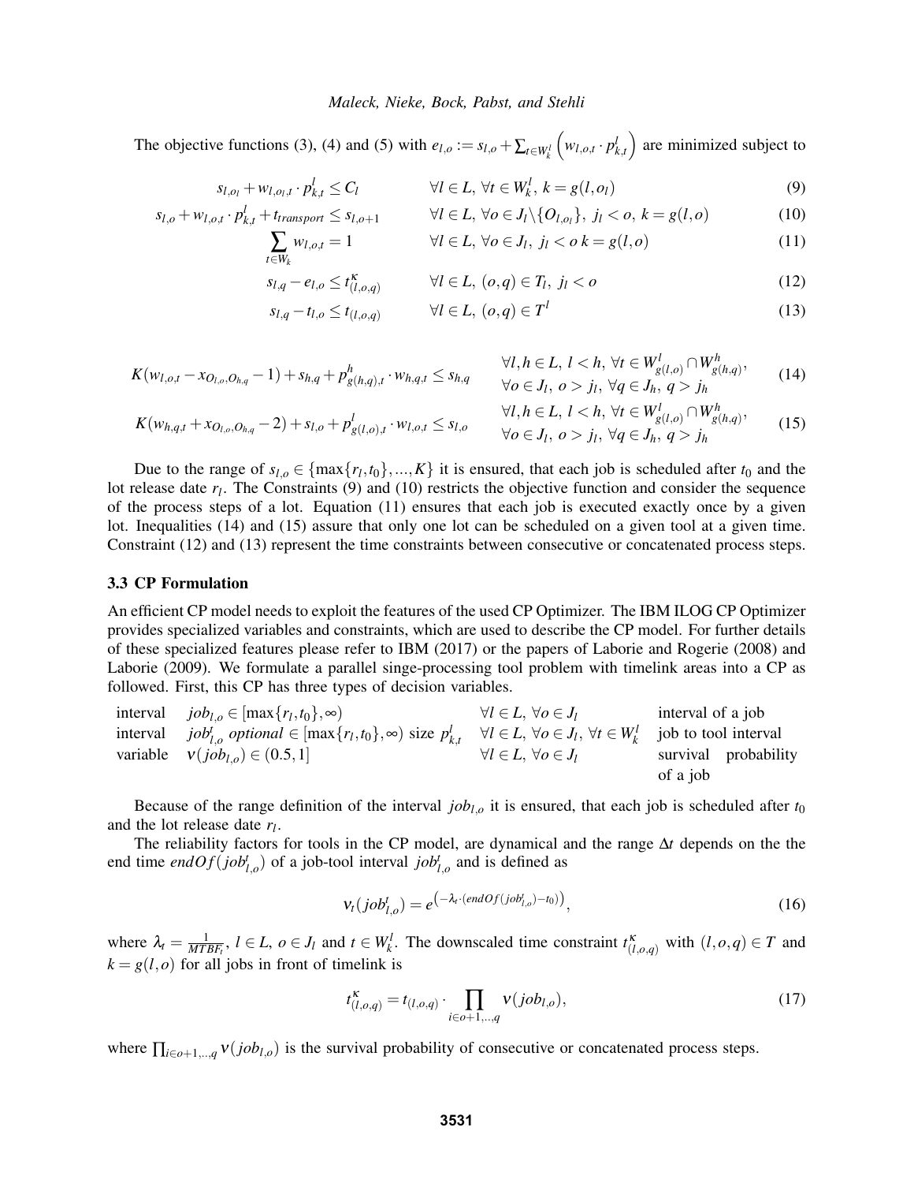The objective functions (3), (4) and (5) with $e_{l,o} := s_{l,o} + \sum_{t \in W_k^l} \left( w_{l,o,t} \cdot p_{k,t}^l \right)$ are minimized subject to

$$s_{l,o_l} + w_{l,o_l,t} \cdot p_{k,t}^l \leq C_l \qquad \forall l \in L,\ \forall t \in W_k^l,\ k = g(l,o_l) \tag{9}$$

$$s_{l,o} + w_{l,o,t} \cdot p_{k,t}^l + t_{transport} \leq s_{l,o+1} \qquad \forall l \in L,\ \forall o \in J_l \backslash \{O_{l,o_l}\},\ j_l < o,\ k = g(l,o) \tag{10}$$

$$\sum_{t \in W_k} w_{l,o,t} = 1 \qquad \forall l \in L,\ \forall o \in J_l,\ j_l < o\ k = g(l,o) \tag{11}$$

$$s_{l,q} - e_{l,o} \leq t_{(l,o,q)}^{\kappa} \qquad \forall l \in L,\ (o,q) \in T_l,\ j_l < o \tag{12}$$

$$s_{l,q} - t_{l,o} \leq t_{(l,o,q)} \qquad \forall l \in L,\ (o,q) \in T^l \tag{13}$$

$$K(w_{l,o,t} - x_{O_{l,o},O_{h,q}} - 1) + s_{h,q} + p_{g(h,q),t}^h \cdot w_{h,q,t} \leq s_{h,q} \qquad \begin{array}{l} \forall l,h \in L,\ l < h,\ \forall t \in W_{g(l,o)}^l \cap W_{g(h,q)}^h, \\ \forall o \in J_l,\ o > j_l,\ \forall q \in J_h,\ q > j_h \end{array} \tag{14}$$

$$K(w_{h,q,t} + x_{O_{l,o},O_{h,q}} - 2) + s_{l,o} + p_{g(l,o),t}^l \cdot w_{l,o,t} \leq s_{l,o} \qquad \begin{array}{l} \forall l,h \in L,\ l < h,\ \forall t \in W_{g(l,o)}^l \cap W_{g(h,q)}^h, \\ \forall o \in J_l,\ o > j_l,\ \forall q \in J_h,\ q > j_h \end{array} \tag{15}$$

Due to the range of $s_{l,o} \in \{\max\{r_l, t_0\}, \ldots, K\}$ it is ensured, that each job is scheduled after $t_0$ and the lot release date $r_l$. The Constraints (9) and (10) restricts the objective function and consider the sequence of the process steps of a lot. Equation (11) ensures that each job is executed exactly once by a given lot. Inequalities (14) and (15) assure that only one lot can be scheduled on a given tool at a given time. Constraint (12) and (13) represent the time constraints between consecutive or concatenated process steps.

### 3.3 CP Formulation

An efficient CP model needs to exploit the features of the used CP Optimizer. The IBM ILOG CP Optimizer provides specialized variables and constraints, which are used to describe the CP model. For further details of these specialized features please refer to IBM (2017) or the papers of Laborie and Rogerie (2008) and Laborie (2009). We formulate a parallel singe-processing tool problem with timelink areas into a CP as followed. First, this CP has three types of decision variables.

| | | | |
|---|---|---|---|
| interval | $job_{l,o} \in [\max\{r_l, t_0\}, \infty)$ | $\forall l \in L,\ \forall o \in J_l$ | interval of a job |
| interval | $job_{l,o}^t$ *optional* $\in [\max\{r_l, t_0\}, \infty)$ size $p_{k,t}^l$ | $\forall l \in L,\ \forall o \in J_l,\ \forall t \in W_k^l$ | job to tool interval |
| variable | $\nu(job_{l,o}) \in (0.5, 1]$ | $\forall l \in L,\ \forall o \in J_l$ | survival probability of a job |

Because of the range definition of the interval $job_{l,o}$ it is ensured, that each job is scheduled after $t_0$ and the lot release date $r_l$.

The reliability factors for tools in the CP model, are dynamical and the range $\Delta t$ depends on the the end time $endOf(job_{l,o}^t)$ of a job-tool interval $job_{l,o}^t$ and is defined as

$$\nu_t(job_{l,o}^t) = e^{\left(-\lambda_t \cdot (endOf(job_{l,o}^t) - t_0)\right)}, \tag{16}$$

where $\lambda_t = \frac{1}{MTBF_t}$, $l \in L$, $o \in J_l$ and $t \in W_k^l$. The downscaled time constraint $t_{(l,o,q)}^{\kappa}$ with $(l,o,q) \in T$ and $k = g(l,o)$ for all jobs in front of timelink is

$$t_{(l,o,q)}^{\kappa} = t_{(l,o,q)} \cdot \prod_{i \in o+1,..,q} \nu(job_{l,o}), \tag{17}$$

where $\prod_{i \in o+1,\ldots,q} \nu(job_{l,o})$ is the survival probability of consecutive or concatenated process steps.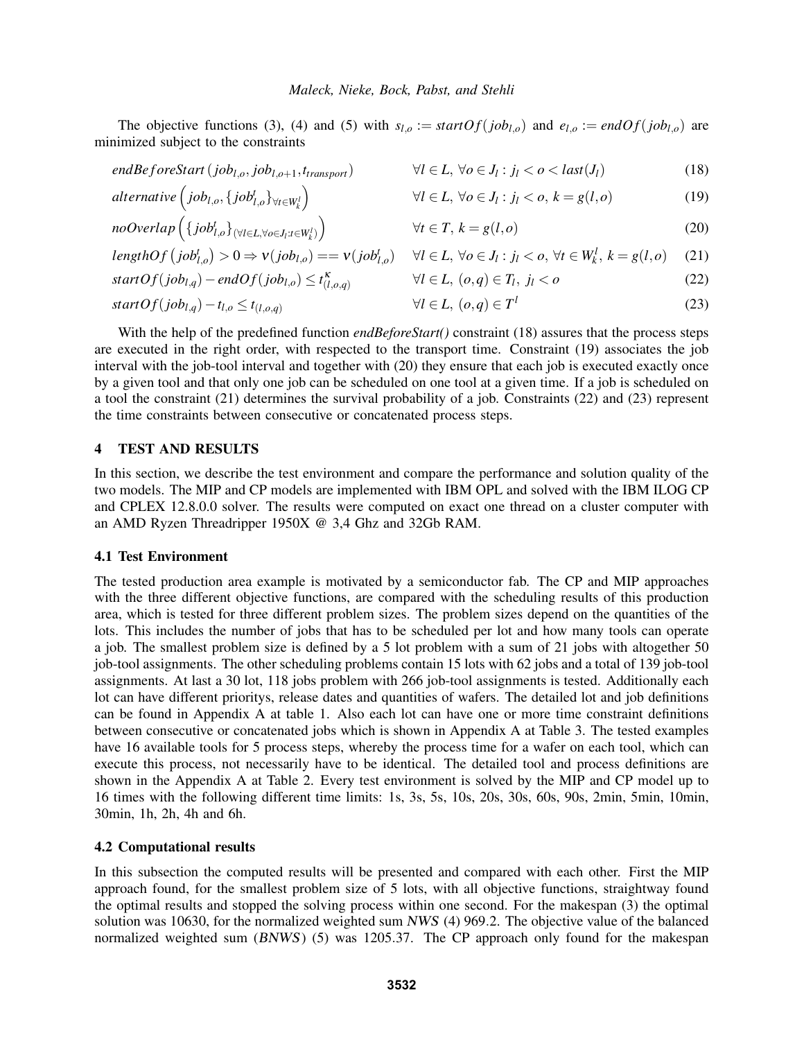The objective functions (3), (4) and (5) with $s_{l,o} := startOf(job_{l,o})$ and $e_{l,o} := endOf(job_{l,o})$ are minimized subject to the constraints

$$endBeforeStart\left(job_{l,o}, job_{l,o+1}, t_{transport}\right) \qquad \forall l \in L,\ \forall o \in J_l : j_l < o < last(J_l) \tag{18}$$

$$alternative\left(job_{l,o}, \{job^t_{l,o}\}_{\forall t \in W^l_k}\right) \qquad \forall l \in L,\ \forall o \in J_l : j_l < o,\ k = g(l,o) \tag{19}$$

$$noOverlap\left(\{job^t_{l,o}\}_{(\forall l \in L, \forall o \in J_l : t \in W^l_k)}\right) \qquad \forall t \in T,\ k = g(l,o) \tag{20}$$

$$lengthOf\left(job^t_{l,o}\right) > 0 \Rightarrow \nu(job_{l,o}) == \nu(job^t_{l,o}) \qquad \forall l \in L,\ \forall o \in J_l : j_l < o,\ \forall t \in W^l_k,\ k = g(l,o) \tag{21}$$

$$startOf(job_{l,q}) - endOf(job_{l,o}) \leq t^{\kappa}_{(l,o,q)} \qquad \forall l \in L,\ (o,q) \in T_l,\ j_l < o \tag{22}$$

$$startOf(job_{l,q}) - t_{l,o} \leq t_{(l,o,q)} \qquad \forall l \in L,\ (o,q) \in T^l \tag{23}$$

With the help of the predefined function *endBeforeStart()* constraint (18) assures that the process steps are executed in the right order, with respected to the transport time. Constraint (19) associates the job interval with the job-tool interval and together with (20) they ensure that each job is executed exactly once by a given tool and that only one job can be scheduled on one tool at a given time. If a job is scheduled on a tool the constraint (21) determines the survival probability of a job. Constraints (22) and (23) represent the time constraints between consecutive or concatenated process steps.

## 4 TEST AND RESULTS

In this section, we describe the test environment and compare the performance and solution quality of the two models. The MIP and CP models are implemented with IBM OPL and solved with the IBM ILOG CP and CPLEX 12.8.0.0 solver. The results were computed on exact one thread on a cluster computer with an AMD Ryzen Threadripper 1950X @ 3,4 Ghz and 32Gb RAM.

### 4.1 Test Environment

The tested production area example is motivated by a semiconductor fab. The CP and MIP approaches with the three different objective functions, are compared with the scheduling results of this production area, which is tested for three different problem sizes. The problem sizes depend on the quantities of the lots. This includes the number of jobs that has to be scheduled per lot and how many tools can operate a job. The smallest problem size is defined by a 5 lot problem with a sum of 21 jobs with altogether 50 job-tool assignments. The other scheduling problems contain 15 lots with 62 jobs and a total of 139 job-tool assignments. At last a 30 lot, 118 jobs problem with 266 job-tool assignments is tested. Additionally each lot can have different prioritys, release dates and quantities of wafers. The detailed lot and job definitions can be found in Appendix A at table 1. Also each lot can have one or more time constraint definitions between consecutive or concatenated jobs which is shown in Appendix A at Table 3. The tested examples have 16 available tools for 5 process steps, whereby the process time for a wafer on each tool, which can execute this process, not necessarily have to be identical. The detailed tool and process definitions are shown in the Appendix A at Table 2. Every test environment is solved by the MIP and CP model up to 16 times with the following different time limits: 1s, 3s, 5s, 10s, 20s, 30s, 60s, 90s, 2min, 5min, 10min, 30min, 1h, 2h, 4h and 6h.

### 4.2 Computational results

In this subsection the computed results will be presented and compared with each other. First the MIP approach found, for the smallest problem size of 5 lots, with all objective functions, straightway found the optimal results and stopped the solving process within one second. For the makespan (3) the optimal solution was 10630, for the normalized weighted sum *NWS* (4) 969.2. The objective value of the balanced normalized weighted sum (*BNWS*) (5) was 1205.37. The CP approach only found for the makespan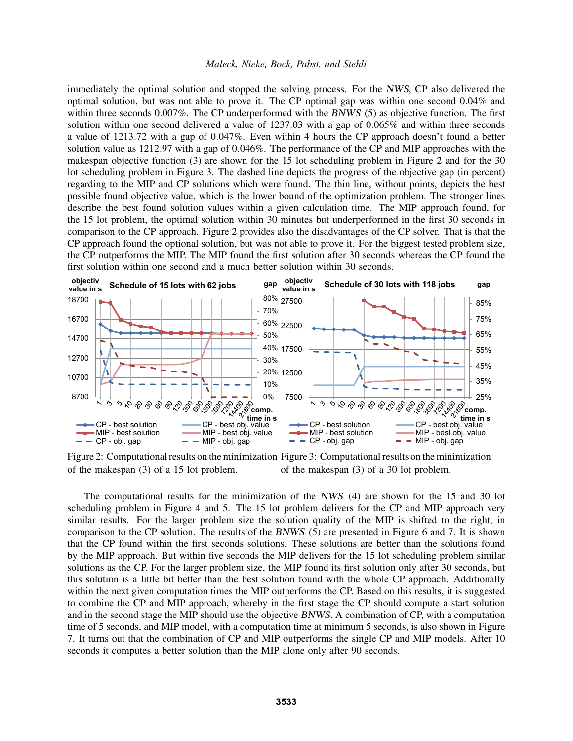immediately the optimal solution and stopped the solving process. For the *NWS*, CP also delivered the optimal solution, but was not able to prove it. The CP optimal gap was within one second 0.04% and within three seconds 0.007%. The CP underperformed with the *BNWS* (5) as objective function. The first solution within one second delivered a value of 1237.03 with a gap of 0.065% and within three seconds a value of 1213.72 with a gap of 0.047%. Even within 4 hours the CP approach doesn't found a better solution value as 1212.97 with a gap of 0.046%. The performance of the CP and MIP approaches with the makespan objective function (3) are shown for the 15 lot scheduling problem in Figure 2 and for the 30 lot scheduling problem in Figure 3. The dashed line depicts the progress of the objective gap (in percent) regarding to the MIP and CP solutions which were found. The thin line, without points, depicts the best possible found objective value, which is the lower bound of the optimization problem. The stronger lines describe the best found solution values within a given calculation time. The MIP approach found, for the 15 lot problem, the optimal solution within 30 minutes but underperformed in the first 30 seconds in comparison to the CP approach. Figure 2 provides also the disadvantages of the CP solver. That is that the CP approach found the optional solution, but was not able to prove it. For the biggest tested problem size, the CP outperforms the MIP. The MIP found the first solution after 30 seconds whereas the CP found the first solution within one second and a much better solution within 30 seconds.

Figure 2: Computational results on the minimization of the makespan (3) of a 15 lot problem.

Figure 3: Computational results on the minimization of the makespan (3) of a 30 lot problem.

The computational results for the minimization of the *NWS* (4) are shown for the 15 and 30 lot scheduling problem in Figure 4 and 5. The 15 lot problem delivers for the CP and MIP approach very similar results. For the larger problem size the solution quality of the MIP is shifted to the right, in comparison to the CP solution. The results of the *BNWS* (5) are presented in Figure 6 and 7. It is shown that the CP found within the first seconds solutions. These solutions are better than the solutions found by the MIP approach. But within five seconds the MIP delivers for the 15 lot scheduling problem similar solutions as the CP. For the larger problem size, the MIP found its first solution only after 30 seconds, but this solution is a little bit better than the best solution found with the whole CP approach. Additionally within the next given computation times the MIP outperforms the CP. Based on this results, it is suggested to combine the CP and MIP approach, whereby in the first stage the CP should compute a start solution and in the second stage the MIP should use the objective *BNWS*. A combination of CP, with a computation time of 5 seconds, and MIP model, with a computation time at minimum 5 seconds, is also shown in Figure 7. It turns out that the combination of CP and MIP outperforms the single CP and MIP models. After 10 seconds it computes a better solution than the MIP alone only after 90 seconds.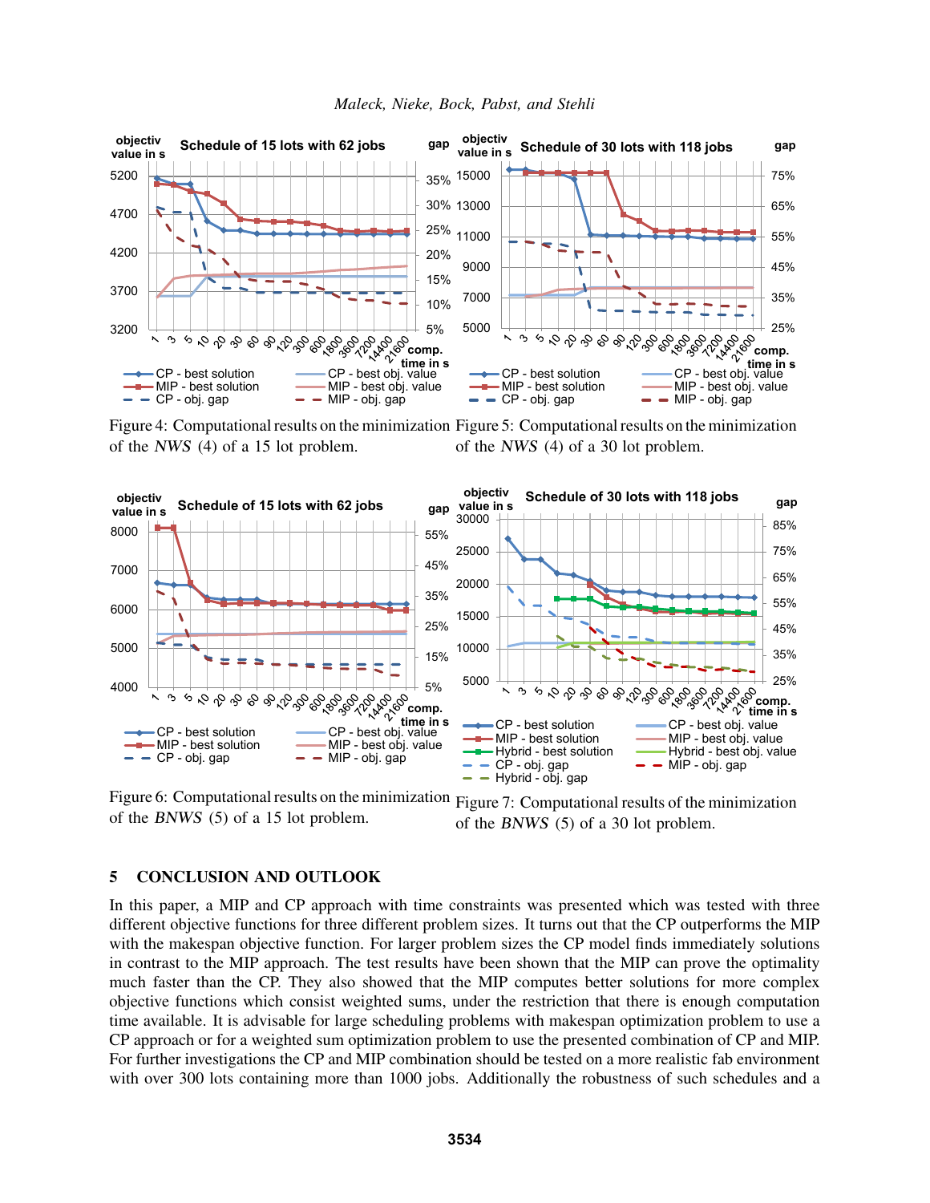Figure 4: Computational results on the minimization of the *NWS* (4) of a 15 lot problem.

Figure 5: Computational results on the minimization of the *NWS* (4) of a 30 lot problem.

Figure 6: Computational results on the minimization of the *BNWS* (5) of a 15 lot problem.

Figure 7: Computational results of the minimization of the *BNWS* (5) of a 30 lot problem.

## 5 CONCLUSION AND OUTLOOK

In this paper, a MIP and CP approach with time constraints was presented which was tested with three different objective functions for three different problem sizes. It turns out that the CP outperforms the MIP with the makespan objective function. For larger problem sizes the CP model finds immediately solutions in contrast to the MIP approach. The test results have been shown that the MIP can prove the optimality much faster than the CP. They also showed that the MIP computes better solutions for more complex objective functions which consist weighted sums, under the restriction that there is enough computation time available. It is advisable for large scheduling problems with makespan optimization problem to use a CP approach or for a weighted sum optimization problem to use the presented combination of CP and MIP. For further investigations the CP and MIP combination should be tested on a more realistic fab environment with over 300 lots containing more than 1000 jobs. Additionally the robustness of such schedules and a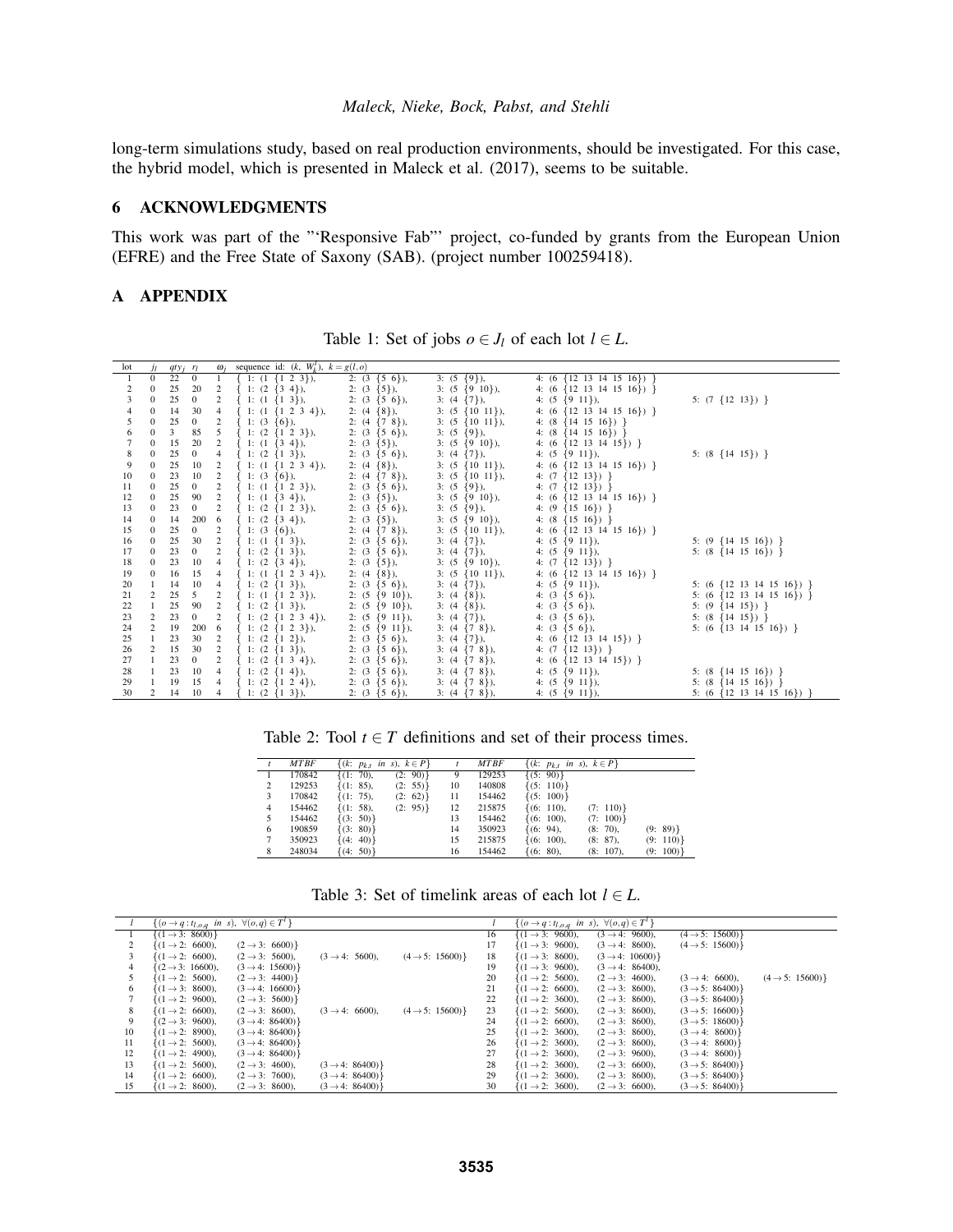long-term simulations study, based on real production environments, should be investigated. For this case, the hybrid model, which is presented in Maleck et al. (2017), seems to be suitable.

## 6 ACKNOWLEDGMENTS

This work was part of the "'Responsive Fab"' project, co-funded by grants from the European Union (EFRE) and the Free State of Saxony (SAB). (project number 100259418).

## A APPENDIX

Table 1: Set of jobs $o \in J_l$ of each lot $l \in L$.

| lot | $j_l$ | $qty_l$ | $r_l$ | $\omega_l$ | sequence id: $(k, W_k^l)$, $k = g(l,o)$ | | | | |
|---|---|---|---|---|---|---|---|---|---|
| 1 | 0 | 22 | 0 | 1 | { 1: (1 {1 2 3}), | 2: (3 {5 6}), | 3: (5 {9}), | 4: (6 {12 13 14 15 16}) } | |
| 2 | 0 | 25 | 20 | 2 | { 1: (2 {3 4}), | 2: (3 {5}), | 3: (5 {9 10}), | 4: (6 {12 13 14 15 16}) } | |
| 3 | 0 | 25 | 0 | 2 | { 1: (1 {1 3}), | 2: (3 {5 6}), | 3: (4 {7}), | 4: (5 {9 11}), | 5: (7 {12 13}) } |
| 4 | 0 | 14 | 30 | 4 | { 1: (1 {1 2 3 4}), | 2: (4 {8}), | 3: (5 {10 11}), | 4: (6 {12 13 14 15 16}) } | |
| 5 | 0 | 25 | 0 | 2 | { 1: (3 {6}), | 2: (4 {7 8}), | 3: (5 {10 11}), | 4: (8 {14 15 16}) } | |
| 6 | 0 | 3 | 85 | 5 | { 1: (2 {1 2 3}), | 2: (3 {5 6}), | 3: (5 {9}), | 4: (8 {14 15 16}) } | |
| 7 | 0 | 15 | 20 | 2 | { 1: (1 {3 4}), | 2: (3 {5}), | 3: (5 {9 10}), | 4: (6 {12 13 14 15}) } | |
| 8 | 0 | 25 | 0 | 4 | { 1: (2 {1 3}), | 2: (3 {5 6}), | 3: (4 {7}), | 4: (5 {9 11}), | 5: (8 {14 15}) } |
| 9 | 0 | 25 | 10 | 2 | { 1: (1 {1 2 3 4}), | 2: (4 {8}), | 3: (5 {10 11}), | 4: (6 {12 13 14 15 16}) } | |
| 10 | 0 | 23 | 10 | 2 | { 1: (3 {6}), | 2: (4 {7 8}), | 3: (5 {10 11}), | 4: (7 {12 13}) } | |
| 11 | 0 | 25 | 0 | 2 | { 1: (1 {1 2 3}), | 2: (3 {5 6}), | 3: (5 {9}), | 4: (7 {12 13}) } | |
| 12 | 0 | 25 | 90 | 2 | { 1: (1 {3 4}), | 2: (3 {5}), | 3: (5 {9 10}), | 4: (6 {12 13 14 15 16}) } | |
| 13 | 0 | 23 | 0 | 2 | { 1: (2 {1 2 3}), | 2: (3 {5 6}), | 3: (5 {9}), | 4: (9 {15 16}) } | |
| 14 | 0 | 14 | 200 | 6 | { 1: (2 {3 4}), | 2: (3 {5}), | 3: (5 {9 10}), | 4: (8 {15 16}) } | |
| 15 | 0 | 25 | 0 | 2 | { 1: (3 {6}), | 2: (4 {7 8}), | 3: (5 {10 11}), | 4: (6 {12 13 14 15 16}) } | |
| 16 | 0 | 25 | 30 | 2 | { 1: (1 {1 3}), | 2: (3 {5 6}), | 3: (4 {7}), | 4: (5 {9 11}), | 5: (9 {14 15 16}) } |
| 17 | 0 | 23 | 0 | 2 | { 1: (2 {1 3}), | 2: (3 {5 6}), | 3: (4 {7}), | 4: (5 {9 11}), | 5: (8 {14 15 16}) } |
| 18 | 0 | 23 | 10 | 4 | { 1: (2 {3 4}), | 2: (3 {5}), | 3: (5 {9 10}), | 4: (7 {12 13}) } | |
| 19 | 0 | 16 | 15 | 4 | { 1: (1 {1 2 3 4}), | 2: (4 {8}), | 3: (5 {10 11}), | 4: (6 {12 13 14 15 16}) } | |
| 20 | 1 | 14 | 10 | 4 | { 1: (2 {1 3}), | 2: (3 {5 6}), | 3: (4 {7}), | 4: (5 {9 11}), | 5: (6 {12 13 14 15 16}) } |
| 21 | 2 | 25 | 5 | 2 | { 1: (1 {1 2 3}), | 2: (5 {9 10}), | 3: (4 {8}), | 4: (3 {5 6}), | 5: (6 {12 13 14 15 16}) } |
| 22 | 1 | 25 | 90 | 2 | { 1: (2 {1 3}), | 2: (5 {9 10}), | 3: (4 {8}), | 4: (3 {5 6}), | 5: (9 {14 15}) } |
| 23 | 2 | 23 | 0 | 2 | { 1: (2 {1 2 3 4}), | 2: (5 {9 11}), | 3: (4 {7}), | 4: (3 {5 6}), | 5: (8 {14 15}) } |
| 24 | 2 | 19 | 200 | 6 | { 1: (2 {1 2 3}), | 2: (5 {9 11}), | 3: (4 {7 8}), | 4: (3 {5 6}), | 5: (6 {13 14 15 16}) } |
| 25 | 1 | 23 | 30 | 2 | { 1: (2 {1 2}), | 2: (3 {5 6}), | 3: (4 {7}), | 4: (6 {12 13 14 15}) } | |
| 26 | 2 | 15 | 30 | 2 | { 1: (2 {1 3}), | 2: (3 {5 6}), | 3: (4 {7 8}), | 4: (7 {12 13}) } | |
| 27 | 1 | 23 | 0 | 2 | { 1: (2 {1 3 4}), | 2: (3 {5 6}), | 3: (4 {7 8}), | 4: (6 {12 13 14 15}) } | |
| 28 | 1 | 23 | 10 | 4 | { 1: (2 {1 4}), | 2: (3 {5 6}), | 3: (4 {7 8}), | 4: (5 {9 11}), | 5: (8 {14 15 16}) } |
| 29 | 1 | 19 | 15 | 4 | { 1: (2 {1 2 4}), | 2: (3 {5 6}), | 3: (4 {7 8}), | 4: (5 {9 11}), | 5: (8 {14 15 16}) } |
| 30 | 2 | 14 | 10 | 4 | { 1: (2 {1 3}), | 2: (3 {5 6}), | 3: (4 {7 8}), | 4: (5 {9 11}), | 5: (6 {12 13 14 15 16}) } |

Table 2: Tool $t \in T$ definitions and set of their process times.

| $t$ | $MTBF$ | $\{(k: p_{k,t}$ in $s)$, $k \in P\}$ | | $t$ | $MTBF$ | $\{(k: p_{k,t}$ in $s)$, $k \in P\}$ | | |
|---|---|---|---|---|---|---|---|---|
| 1 | 170842 | {(1: 70), | (2: 90)} | 9 | 129253 | {(5: 90)} | | |
| 2 | 129253 | {(1: 85), | (2: 55)} | 10 | 140808 | {(5: 110)} | | |
| 3 | 170842 | {(1: 75), | (2: 62)} | 11 | 154462 | {(5: 100)} | | |
| 4 | 154462 | {(1: 58), | (2: 95)} | 12 | 215875 | {(6: 110), | (7: 110)} | |
| 5 | 154462 | {(3: 50)} | | 13 | 154462 | {(6: 100), | (7: 100)} | |
| 6 | 190859 | {(3: 80)} | | 14 | 350923 | {(6: 94), | (8: 70), | (9: 89)} |
| 7 | 350923 | {(4: 40)} | | 15 | 215875 | {(6: 100), | (8: 87), | (9: 110)} |
| 8 | 248034 | {(4: 50)} | | 16 | 154462 | {(6: 80), | (8: 107), | (9: 100)} |

Table 3: Set of timelink areas of each lot $l \in L$.

| $l$ | $\{(o \to q : t_{l,o,q}$ in $s)$, $\forall (o,q) \in T^l\}$ | | | | $l$ | $\{(o \to q : t_{l,o,q}$ in $s)$, $\forall (o,q) \in T^l\}$ | | | |
|---|---|---|---|---|---|---|---|---|---|
| 1 | $\{(1 \to 3$: 8600)} | | | | 16 | $\{(1 \to 3$: 9600), | $(3 \to 4$: 9600), | $(4 \to 5$: 15600)} | |
| 2 | $\{(1 \to 2$: 6600), | $(2 \to 3$: 6600)} | | | 17 | $\{(1 \to 3$: 9600), | $(3 \to 4$: 8600), | $(4 \to 5$: 15600)} | |
| 3 | $\{(1 \to 2$: 6600), | $(2 \to 3$: 5600), | $(3 \to 4$: 5600), | $(4 \to 5$: 15600)} | 18 | $\{(1 \to 3$: 8600), | $(3 \to 4$: 10600)} | | |
| 4 | $\{(2 \to 3$: 16600), | $(3 \to 4$: 15600)} | | | 19 | $\{(1 \to 3$: 9600), | $(3 \to 4$: 86400), | | |
| 5 | $\{(1 \to 2$: 5600), | $(2 \to 3$: 4400)} | | | 20 | $\{(1 \to 2$: 5600), | $(2 \to 3$: 4600), | $(3 \to 4$: 6600), | $(4 \to 5$: 15600)} |
| 6 | $\{(1 \to 3$: 8600), | $(3 \to 4$: 16600)} | | | 21 | $\{(1 \to 2$: 6600), | $(2 \to 3$: 8600), | $(3 \to 5$: 86400)} | |
| 7 | $\{(1 \to 2$: 9600), | $(2 \to 3$: 5600)} | | | 22 | $\{(1 \to 2$: 3600), | $(2 \to 3$: 8600), | $(3 \to 5$: 86400)} | |
| 8 | $\{(1 \to 2$: 6600), | $(2 \to 3$: 8600), | $(3 \to 4$: 6600), | $(4 \to 5$: 15600)} | 23 | $\{(1 \to 2$: 5600), | $(2 \to 3$: 8600), | $(3 \to 5$: 16600)} | |
| 9 | $\{(2 \to 3$: 9600), | $(3 \to 4$: 86400)} | | | 24 | $\{(1 \to 2$: 6600), | $(2 \to 3$: 8600), | $(3 \to 5$: 18600)} | |
| 10 | $\{(1 \to 2$: 8900), | $(3 \to 4$: 86400)} | | | 25 | $\{(1 \to 2$: 3600), | $(2 \to 3$: 8600), | $(3 \to 4$: 8600)} | |
| 11 | $\{(1 \to 2$: 5600), | $(3 \to 4$: 86400)} | | | 26 | $\{(1 \to 2$: 3600), | $(2 \to 3$: 8600), | $(3 \to 4$: 8600)} | |
| 12 | $\{(1 \to 2$: 4900), | $(3 \to 4$: 86400)} | | | 27 | $\{(1 \to 2$: 3600), | $(2 \to 3$: 9600), | $(3 \to 4$: 8600)} | |
| 13 | $\{(1 \to 2$: 5600), | $(2 \to 3$: 4600), | $(3 \to 4$: 86400)} | | 28 | $\{(1 \to 2$: 3600), | $(2 \to 3$: 6600), | $(3 \to 5$: 86400)} | |
| 14 | $\{(1 \to 2$: 6600), | $(2 \to 3$: 7600), | $(3 \to 4$: 86400)} | | 29 | $\{(1 \to 2$: 3600), | $(2 \to 3$: 8600), | $(3 \to 5$: 86400)} | |
| 15 | $\{(1 \to 2$: 8600), | $(2 \to 3$: 8600), | $(3 \to 4$: 86400)} | | 30 | $\{(1 \to 2$: 3600), | $(2 \to 3$: 6600), | $(3 \to 5$: 86400)} | |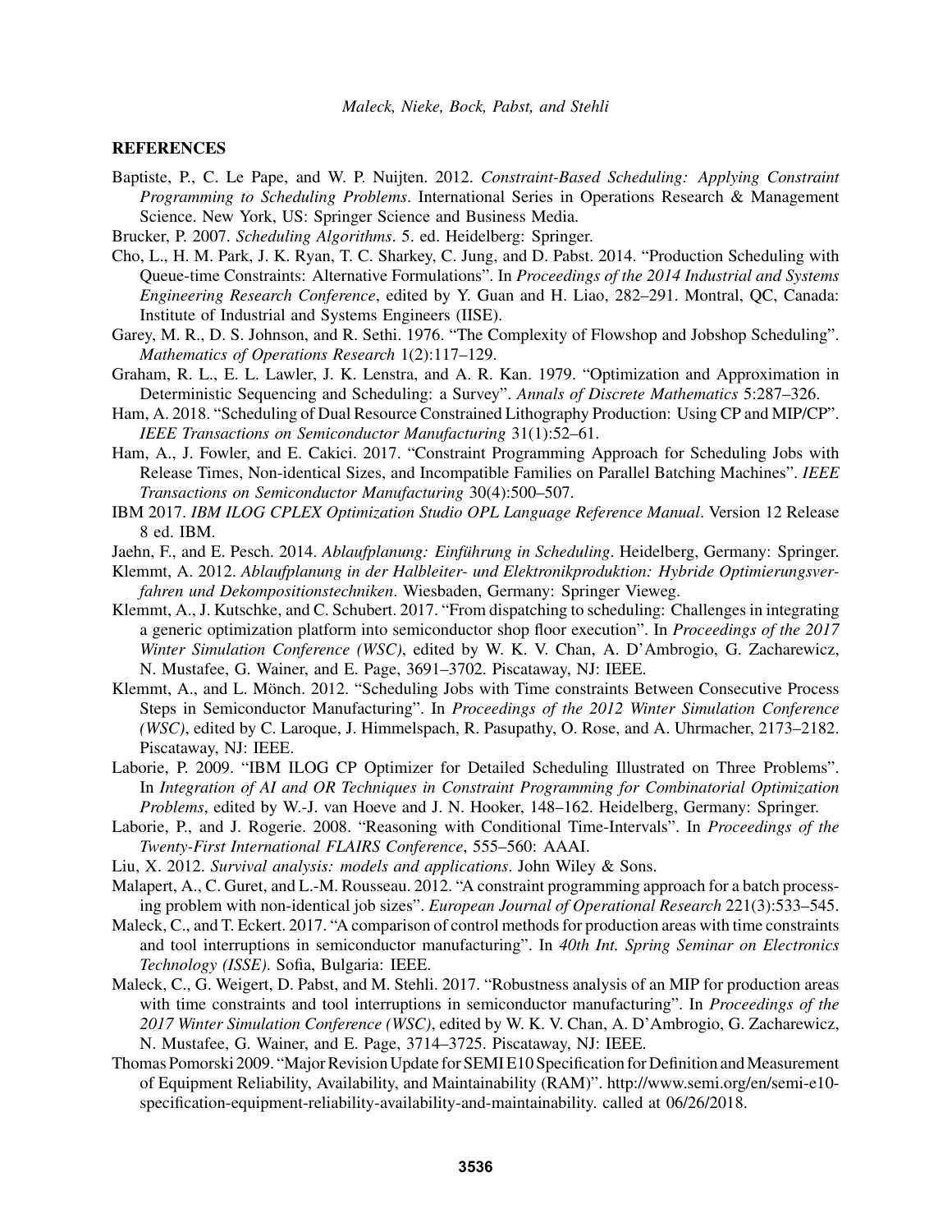## REFERENCES

Baptiste, P., C. Le Pape, and W. P. Nuijten. 2012. *Constraint-Based Scheduling: Applying Constraint Programming to Scheduling Problems*. International Series in Operations Research & Management Science. New York, US: Springer Science and Business Media.

Brucker, P. 2007. *Scheduling Algorithms*. 5. ed. Heidelberg: Springer.

Cho, L., H. M. Park, J. K. Ryan, T. C. Sharkey, C. Jung, and D. Pabst. 2014. "Production Scheduling with Queue-time Constraints: Alternative Formulations". In *Proceedings of the 2014 Industrial and Systems Engineering Research Conference*, edited by Y. Guan and H. Liao, 282–291. Montral, QC, Canada: Institute of Industrial and Systems Engineers (IISE).

Garey, M. R., D. S. Johnson, and R. Sethi. 1976. "The Complexity of Flowshop and Jobshop Scheduling". *Mathematics of Operations Research* 1(2):117–129.

Graham, R. L., E. L. Lawler, J. K. Lenstra, and A. R. Kan. 1979. "Optimization and Approximation in Deterministic Sequencing and Scheduling: a Survey". *Annals of Discrete Mathematics* 5:287–326.

Ham, A. 2018. "Scheduling of Dual Resource Constrained Lithography Production: Using CP and MIP/CP". *IEEE Transactions on Semiconductor Manufacturing* 31(1):52–61.

Ham, A., J. Fowler, and E. Cakici. 2017. "Constraint Programming Approach for Scheduling Jobs with Release Times, Non-identical Sizes, and Incompatible Families on Parallel Batching Machines". *IEEE Transactions on Semiconductor Manufacturing* 30(4):500–507.

IBM 2017. *IBM ILOG CPLEX Optimization Studio OPL Language Reference Manual*. Version 12 Release 8 ed. IBM.

Jaehn, F., and E. Pesch. 2014. *Ablaufplanung: Einführung in Scheduling*. Heidelberg, Germany: Springer.

Klemmt, A. 2012. *Ablaufplanung in der Halbleiter- und Elektronikproduktion: Hybride Optimierungsverfahren und Dekompositionstechniken*. Wiesbaden, Germany: Springer Vieweg.

Klemmt, A., J. Kutschke, and C. Schubert. 2017. "From dispatching to scheduling: Challenges in integrating a generic optimization platform into semiconductor shop floor execution". In *Proceedings of the 2017 Winter Simulation Conference (WSC)*, edited by W. K. V. Chan, A. D'Ambrogio, G. Zacharewicz, N. Mustafee, G. Wainer, and E. Page, 3691–3702. Piscataway, NJ: IEEE.

Klemmt, A., and L. Mönch. 2012. "Scheduling Jobs with Time constraints Between Consecutive Process Steps in Semiconductor Manufacturing". In *Proceedings of the 2012 Winter Simulation Conference (WSC)*, edited by C. Laroque, J. Himmelspach, R. Pasupathy, O. Rose, and A. Uhrmacher, 2173–2182. Piscataway, NJ: IEEE.

Laborie, P. 2009. "IBM ILOG CP Optimizer for Detailed Scheduling Illustrated on Three Problems". In *Integration of AI and OR Techniques in Constraint Programming for Combinatorial Optimization Problems*, edited by W.-J. van Hoeve and J. N. Hooker, 148–162. Heidelberg, Germany: Springer.

Laborie, P., and J. Rogerie. 2008. "Reasoning with Conditional Time-Intervals". In *Proceedings of the Twenty-First International FLAIRS Conference*, 555–560: AAAI.

Liu, X. 2012. *Survival analysis: models and applications*. John Wiley & Sons.

Malapert, A., C. Guret, and L.-M. Rousseau. 2012. "A constraint programming approach for a batch processing problem with non-identical job sizes". *European Journal of Operational Research* 221(3):533–545.

Maleck, C., and T. Eckert. 2017. "A comparison of control methods for production areas with time constraints and tool interruptions in semiconductor manufacturing". In *40th Int. Spring Seminar on Electronics Technology (ISSE)*. Sofia, Bulgaria: IEEE.

Maleck, C., G. Weigert, D. Pabst, and M. Stehli. 2017. "Robustness analysis of an MIP for production areas with time constraints and tool interruptions in semiconductor manufacturing". In *Proceedings of the 2017 Winter Simulation Conference (WSC)*, edited by W. K. V. Chan, A. D'Ambrogio, G. Zacharewicz, N. Mustafee, G. Wainer, and E. Page, 3714–3725. Piscataway, NJ: IEEE.

Thomas Pomorski 2009. "Major Revision Update for SEMI E10 Specification for Definition and Measurement of Equipment Reliability, Availability, and Maintainability (RAM)". http://www.semi.org/en/semi-e10-specification-equipment-reliability-availability-and-maintainability. called at 06/26/2018.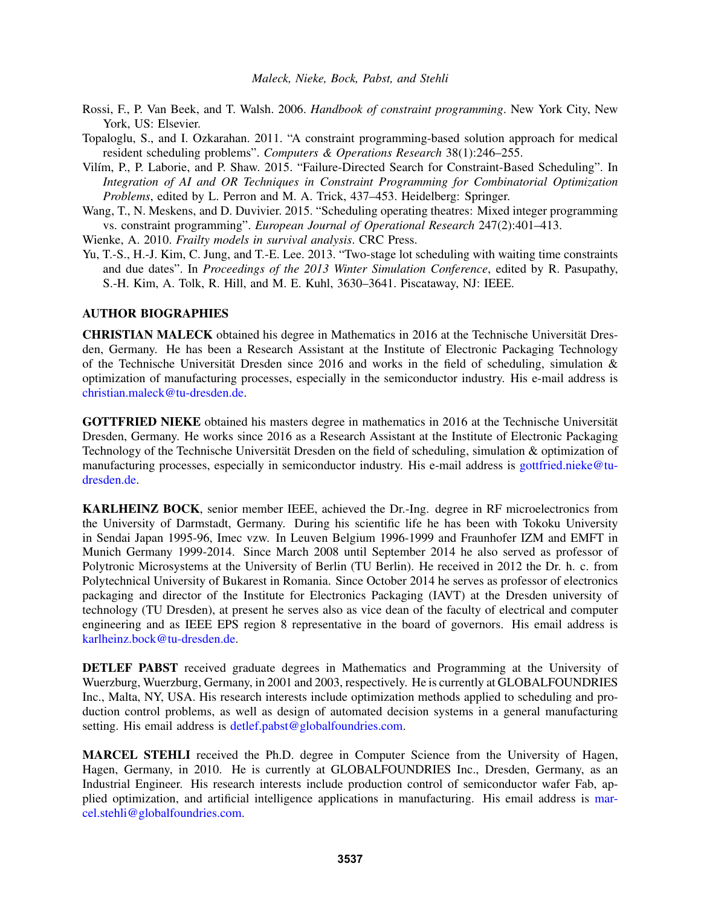Rossi, F., P. Van Beek, and T. Walsh. 2006. *Handbook of constraint programming*. New York City, New York, US: Elsevier.

Topaloglu, S., and I. Ozkarahan. 2011. "A constraint programming-based solution approach for medical resident scheduling problems". *Computers & Operations Research* 38(1):246–255.

Vilím, P., P. Laborie, and P. Shaw. 2015. "Failure-Directed Search for Constraint-Based Scheduling". In *Integration of AI and OR Techniques in Constraint Programming for Combinatorial Optimization Problems*, edited by L. Perron and M. A. Trick, 437–453. Heidelberg: Springer.

Wang, T., N. Meskens, and D. Duvivier. 2015. "Scheduling operating theatres: Mixed integer programming vs. constraint programming". *European Journal of Operational Research* 247(2):401–413.

Wienke, A. 2010. *Frailty models in survival analysis*. CRC Press.

Yu, T.-S., H.-J. Kim, C. Jung, and T.-E. Lee. 2013. "Two-stage lot scheduling with waiting time constraints and due dates". In *Proceedings of the 2013 Winter Simulation Conference*, edited by R. Pasupathy, S.-H. Kim, A. Tolk, R. Hill, and M. E. Kuhl, 3630–3641. Piscataway, NJ: IEEE.

## AUTHOR BIOGRAPHIES

**CHRISTIAN MALECK** obtained his degree in Mathematics in 2016 at the Technische Universität Dresden, Germany. He has been a Research Assistant at the Institute of Electronic Packaging Technology of the Technische Universität Dresden since 2016 and works in the field of scheduling, simulation & optimization of manufacturing processes, especially in the semiconductor industry. His e-mail address is christian.maleck@tu-dresden.de.

**GOTTFRIED NIEKE** obtained his masters degree in mathematics in 2016 at the Technische Universität Dresden, Germany. He works since 2016 as a Research Assistant at the Institute of Electronic Packaging Technology of the Technische Universität Dresden on the field of scheduling, simulation & optimization of manufacturing processes, especially in semiconductor industry. His e-mail address is gottfried.nieke@tu-dresden.de.

**KARLHEINZ BOCK**, senior member IEEE, achieved the Dr.-Ing. degree in RF microelectronics from the University of Darmstadt, Germany. During his scientific life he has been with Tokoku University in Sendai Japan 1995-96, Imec vzw. In Leuven Belgium 1996-1999 and Fraunhofer IZM and EMFT in Munich Germany 1999-2014. Since March 2008 until September 2014 he also served as professor of Polytronic Microsystems at the University of Berlin (TU Berlin). He received in 2012 the Dr. h. c. from Polytechnical University of Bukarest in Romania. Since October 2014 he serves as professor of electronics packaging and director of the Institute for Electronics Packaging (IAVT) at the Dresden university of technology (TU Dresden), at present he serves also as vice dean of the faculty of electrical and computer engineering and as IEEE EPS region 8 representative in the board of governors. His email address is karlheinz.bock@tu-dresden.de.

**DETLEF PABST** received graduate degrees in Mathematics and Programming at the University of Wuerzburg, Wuerzburg, Germany, in 2001 and 2003, respectively. He is currently at GLOBALFOUNDRIES Inc., Malta, NY, USA. His research interests include optimization methods applied to scheduling and production control problems, as well as design of automated decision systems in a general manufacturing setting. His email address is detlef.pabst@globalfoundries.com.

**MARCEL STEHLI** received the Ph.D. degree in Computer Science from the University of Hagen, Hagen, Germany, in 2010. He is currently at GLOBALFOUNDRIES Inc., Dresden, Germany, as an Industrial Engineer. His research interests include production control of semiconductor wafer Fab, applied optimization, and artificial intelligence applications in manufacturing. His email address is marcel.stehli@globalfoundries.com.